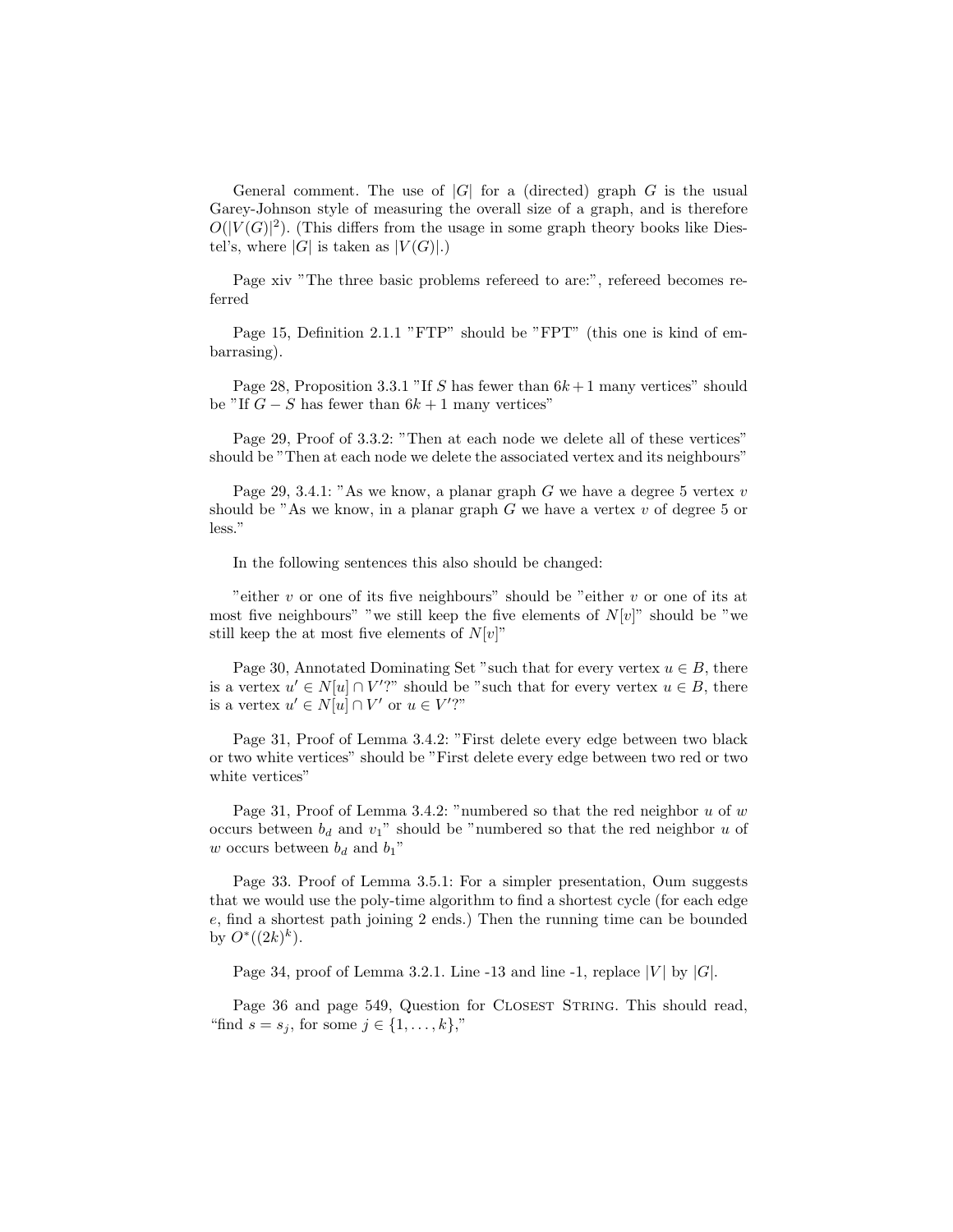General comment. The use of $|G|$ for a (directed) graph $G$ is the usual Garey-Johnson style of measuring the overall size of a graph, and is therefore $O(|V(G)|^2)$. (This differs from the usage in some graph theory books like Diestel's, where $|G|$ is taken as $|V(G)|$.)

Page xiv "The three basic problems refereed to are:", refereed becomes referred

Page 15, Definition 2.1.1 "FTP" should be "FPT" (this one is kind of embarrasing).

Page 28, Proposition 3.3.1 "If $S$ has fewer than $6k+1$ many vertices" should be "If $G - S$ has fewer than $6k+1$ many vertices"

Page 29, Proof of 3.3.2: "Then at each node we delete all of these vertices" should be "Then at each node we delete the associated vertex and its neighbours"

Page 29, 3.4.1: "As we know, a planar graph $G$ we have a degree 5 vertex $v$ should be "As we know, in a planar graph $G$ we have a vertex $v$ of degree 5 or less."

In the following sentences this also should be changed:

"either $v$ or one of its five neighbours" should be "either $v$ or one of its at most five neighbours" "we still keep the five elements of $N[v]$" should be "we still keep the at most five elements of $N[v]$"

Page 30, Annotated Dominating Set "such that for every vertex $u \in B$, there is a vertex $u' \in N[u] \cap V'$?" should be "such that for every vertex $u \in B$, there is a vertex $u' \in N[u] \cap V'$ or $u \in V'$?"

Page 31, Proof of Lemma 3.4.2: "First delete every edge between two black or two white vertices" should be "First delete every edge between two red or two white vertices"

Page 31, Proof of Lemma 3.4.2: "numbered so that the red neighbor $u$ of $w$ occurs between $b_d$ and $v_1$" should be "numbered so that the red neighbor $u$ of $w$ occurs between $b_d$ and $b_1$"

Page 33. Proof of Lemma 3.5.1: For a simpler presentation, Oum suggests that we would use the poly-time algorithm to find a shortest cycle (for each edge $e$, find a shortest path joining 2 ends.) Then the running time can be bounded by $O^*((2k)^k)$.

Page 34, proof of Lemma 3.2.1. Line -13 and line -1, replace $|V|$ by $|G|$.

Page 36 and page 549, Question for Closest String. This should read, "find $s = s_j$, for some $j \in \{1, \ldots, k\}$,"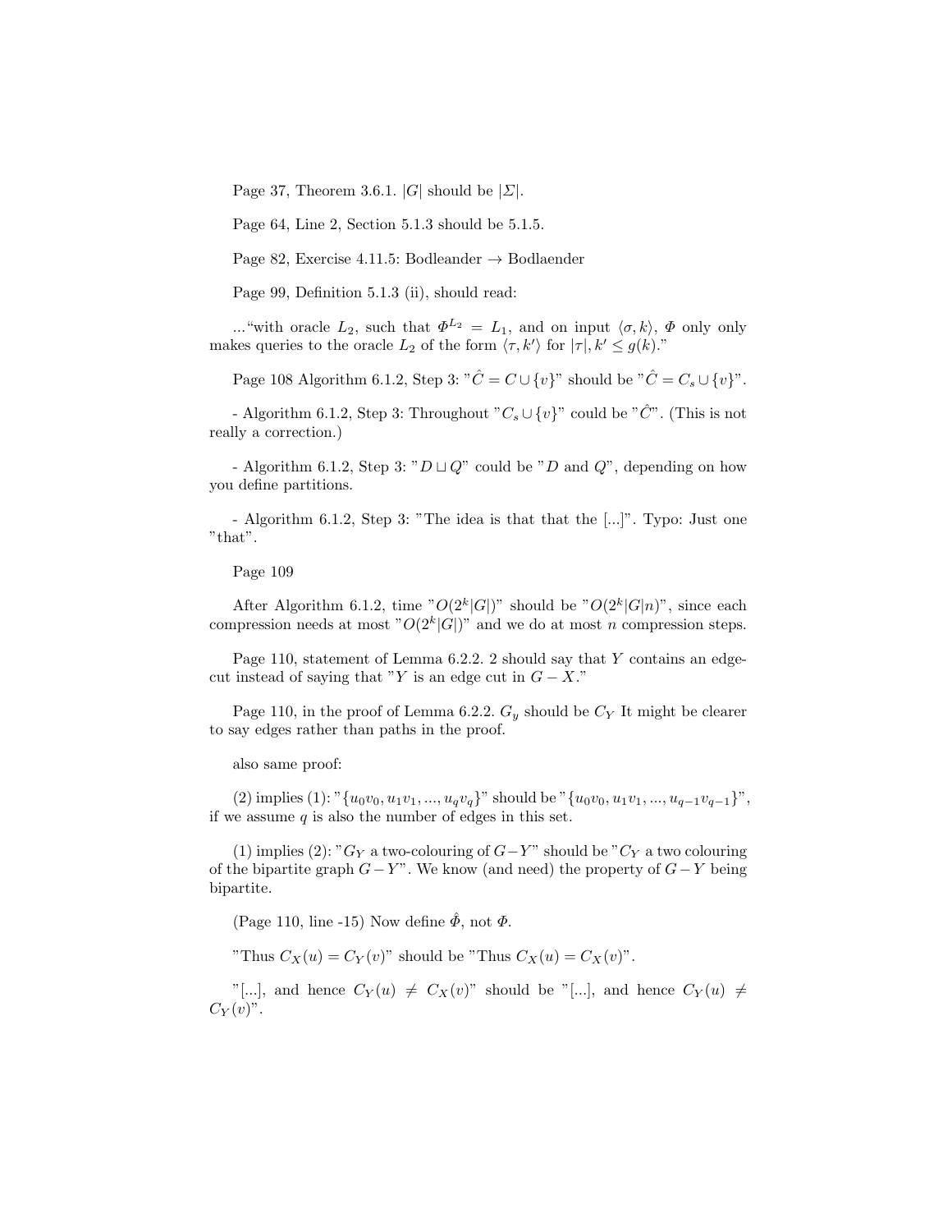Page 37, Theorem 3.6.1. $|G|$ should be $|\Sigma|$.

Page 64, Line 2, Section 5.1.3 should be 5.1.5.

Page 82, Exercise 4.11.5: Bodleander → Bodlaender

Page 99, Definition 5.1.3 (ii), should read:

..."with oracle $L_2$, such that $\Phi^{L_2} = L_1$, and on input $\langle \sigma, k \rangle$, $\Phi$ only only makes queries to the oracle $L_2$ of the form $\langle \tau, k' \rangle$ for $|\tau|, k' \leq g(k)$."

Page 108 Algorithm 6.1.2, Step 3: "$\hat{C} = C \cup \{v\}$" should be "$\hat{C} = C_s \cup \{v\}$".

- Algorithm 6.1.2, Step 3: Throughout "$C_s \cup \{v\}$" could be "$\hat{C}$". (This is not really a correction.)

- Algorithm 6.1.2, Step 3: "$D \sqcup Q$" could be "$D$ and $Q$", depending on how you define partitions.

- Algorithm 6.1.2, Step 3: "The idea is that that the [...]". Typo: Just one "that".

Page 109

After Algorithm 6.1.2, time "$O(2^k|G|)$" should be "$O(2^k|G|n)$", since each compression needs at most "$O(2^k|G|)$" and we do at most $n$ compression steps.

Page 110, statement of Lemma 6.2.2. 2 should say that $Y$ contains an edge-cut instead of saying that "$Y$ is an edge cut in $G - X$."

Page 110, in the proof of Lemma 6.2.2. $G_y$ should be $C_Y$ It might be clearer to say edges rather than paths in the proof.

also same proof:

(2) implies (1): "$\{u_0v_0, u_1v_1, ..., u_qv_q\}$" should be "$\{u_0v_0, u_1v_1, ..., u_{q-1}v_{q-1}\}$", if we assume $q$ is also the number of edges in this set.

(1) implies (2): "$G_Y$ a two-colouring of $G-Y$" should be "$C_Y$ a two colouring of the bipartite graph $G-Y$". We know (and need) the property of $G-Y$ being bipartite.

(Page 110, line -15) Now define $\hat{\Phi}$, not $\Phi$.

"Thus $C_X(u) = C_Y(v)$" should be "Thus $C_X(u) = C_X(v)$".

"[...], and hence $C_Y(u) \neq C_X(v)$" should be "[...], and hence $C_Y(u) \neq C_Y(v)$".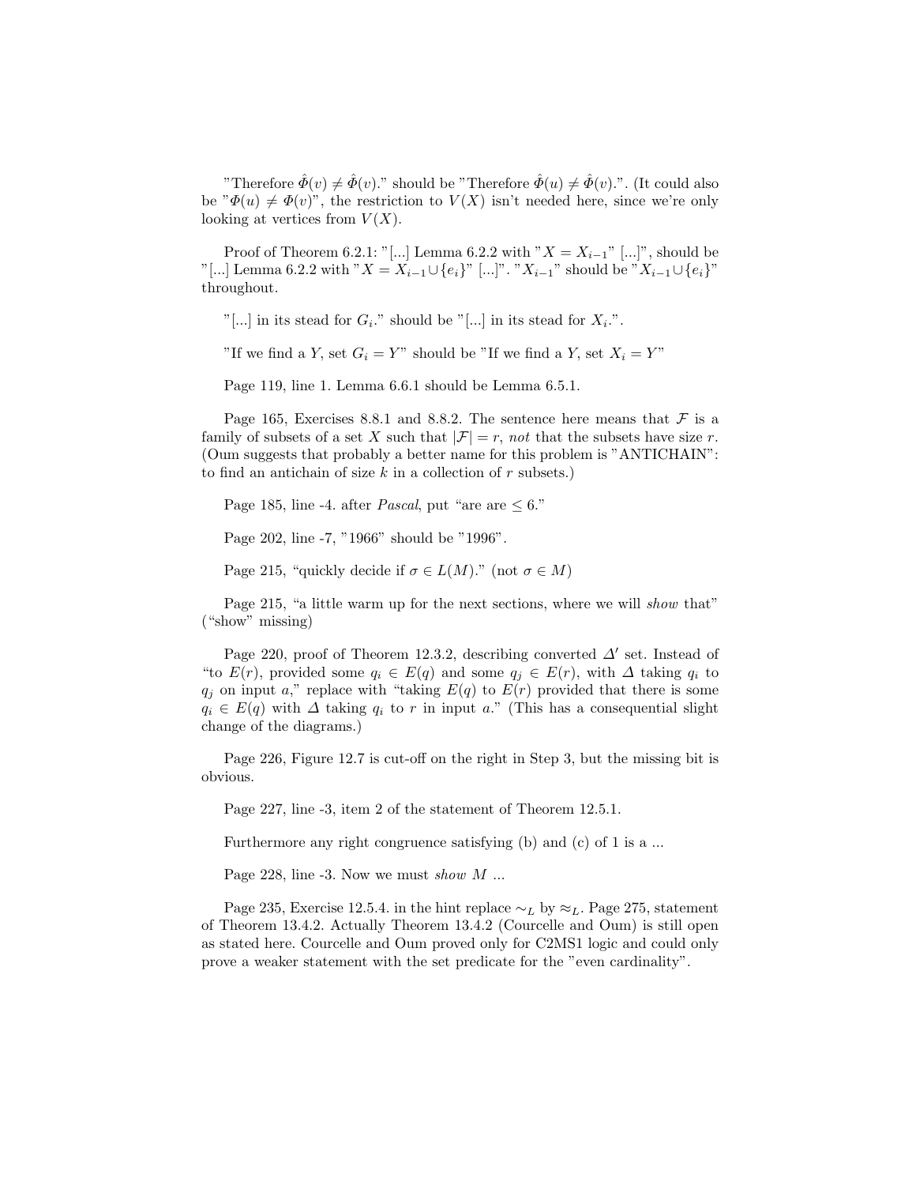"Therefore $\hat{\Phi}(v) \neq \hat{\Phi}(v)$." should be "Therefore $\hat{\Phi}(u) \neq \hat{\Phi}(v)$.". (It could also be "$\Phi(u) \neq \Phi(v)$", the restriction to $V(X)$ isn't needed here, since we're only looking at vertices from $V(X)$.

Proof of Theorem 6.2.1: "[...] Lemma 6.2.2 with "$X = X_{i-1}$" [...]", should be "[...] Lemma 6.2.2 with "$X = X_{i-1} \cup \{e_i\}$" [...]". "$X_{i-1}$" should be "$X_{i-1} \cup \{e_i\}$" throughout.

"[...] in its stead for $G_i$." should be "[...] in its stead for $X_i$.".

"If we find a $Y$, set $G_i = Y$" should be "If we find a $Y$, set $X_i = Y$"

Page 119, line 1. Lemma 6.6.1 should be Lemma 6.5.1.

Page 165, Exercises 8.8.1 and 8.8.2. The sentence here means that $\mathcal{F}$ is a family of subsets of a set $X$ such that $|\mathcal{F}| = r$, *not* that the subsets have size $r$. (Oum suggests that probably a better name for this problem is "ANTICHAIN": to find an antichain of size $k$ in a collection of $r$ subsets.)

Page 185, line -4. after *Pascal*, put "are are $\leq 6$."

Page 202, line -7, "1966" should be "1996".

Page 215, "quickly decide if $\sigma \in L(M)$." (not $\sigma \in M$)

Page 215, "a little warm up for the next sections, where we will *show* that" ("show" missing)

Page 220, proof of Theorem 12.3.2, describing converted $\Delta'$ set. Instead of "to $E(r)$, provided some $q_i \in E(q)$ and some $q_j \in E(r)$, with $\Delta$ taking $q_i$ to $q_j$ on input $a$," replace with "taking $E(q)$ to $E(r)$ provided that there is some $q_i \in E(q)$ with $\Delta$ taking $q_i$ to $r$ in input $a$." (This has a consequential slight change of the diagrams.)

Page 226, Figure 12.7 is cut-off on the right in Step 3, but the missing bit is obvious.

Page 227, line -3, item 2 of the statement of Theorem 12.5.1.

Furthermore any right congruence satisfying (b) and (c) of 1 is a ...

Page 228, line -3. Now we must *show* $M$ ...

Page 235, Exercise 12.5.4. in the hint replace $\sim_L$ by $\approx_L$. Page 275, statement of Theorem 13.4.2. Actually Theorem 13.4.2 (Courcelle and Oum) is still open as stated here. Courcelle and Oum proved only for C2MS1 logic and could only prove a weaker statement with the set predicate for the "even cardinality".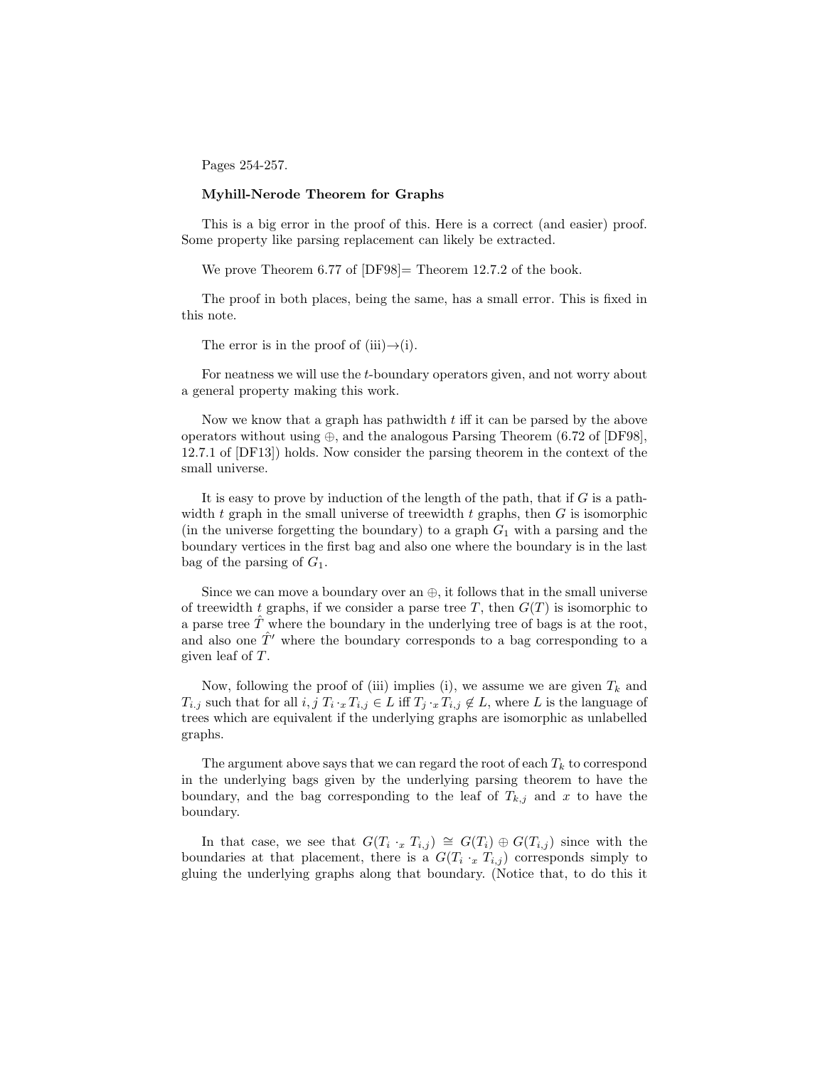Pages 254-257.

**Myhill-Nerode Theorem for Graphs**

This is a big error in the proof of this. Here is a correct (and easier) proof. Some property like parsing replacement can likely be extracted.

We prove Theorem 6.77 of [DF98]= Theorem 12.7.2 of the book.

The proof in both places, being the same, has a small error. This is fixed in this note.

The error is in the proof of (iii)→(i).

For neatness we will use the $t$-boundary operators given, and not worry about a general property making this work.

Now we know that a graph has pathwidth $t$ iff it can be parsed by the above operators without using $\oplus$, and the analogous Parsing Theorem (6.72 of [DF98], 12.7.1 of [DF13]) holds. Now consider the parsing theorem in the context of the small universe.

It is easy to prove by induction of the length of the path, that if $G$ is a pathwidth $t$ graph in the small universe of treewidth $t$ graphs, then $G$ is isomorphic (in the universe forgetting the boundary) to a graph $G_1$ with a parsing and the boundary vertices in the first bag and also one where the boundary is in the last bag of the parsing of $G_1$.

Since we can move a boundary over an $\oplus$, it follows that in the small universe of treewidth $t$ graphs, if we consider a parse tree $T$, then $G(T)$ is isomorphic to a parse tree $\hat{T}$ where the boundary in the underlying tree of bags is at the root, and also one $\hat{T}'$ where the boundary corresponds to a bag corresponding to a given leaf of $T$.

Now, following the proof of (iii) implies (i), we assume we are given $T_k$ and $T_{i.j}$ such that for all $i, j$ $T_i \cdot_x T_{i,j} \in L$ iff $T_j \cdot_x T_{i,j} \notin L$, where $L$ is the language of trees which are equivalent if the underlying graphs are isomorphic as unlabelled graphs.

The argument above says that we can regard the root of each $T_k$ to correspond in the underlying bags given by the underlying parsing theorem to have the boundary, and the bag corresponding to the leaf of $T_{k,j}$ and $x$ to have the boundary.

In that case, we see that $G(T_i \cdot_x T_{i,j}) \cong G(T_i) \oplus G(T_{i,j})$ since with the boundaries at that placement, there is a $G(T_i \cdot_x T_{i,j})$ corresponds simply to gluing the underlying graphs along that boundary. (Notice that, to do this it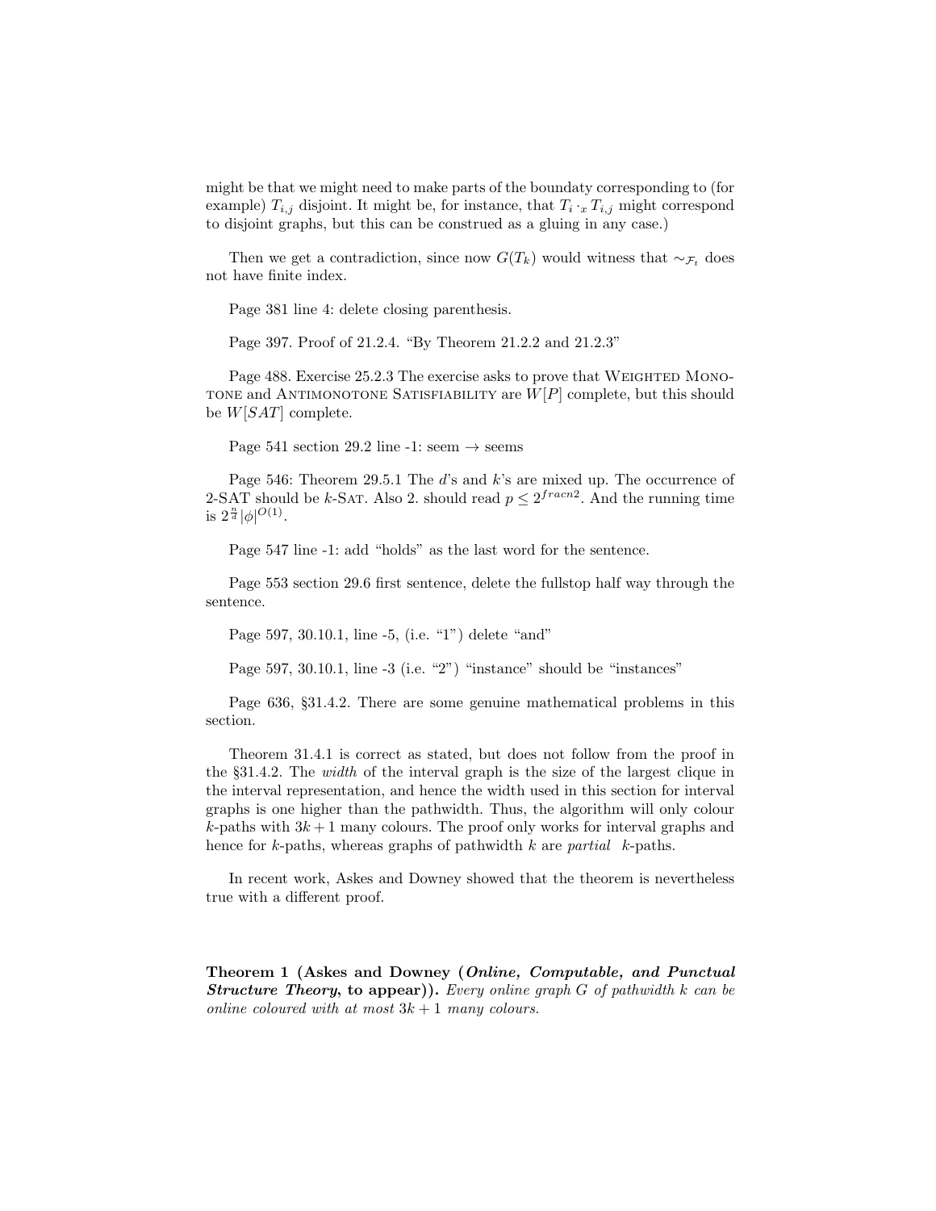might be that we might need to make parts of the boundaty corresponding to (for example) $T_{i,j}$ disjoint. It might be, for instance, that $T_i \cdot_x T_{i,j}$ might correspond to disjoint graphs, but this can be construed as a gluing in any case.)

Then we get a contradiction, since now $G(T_k)$ would witness that $\sim_{\mathcal{F}_t}$ does not have finite index.

Page 381 line 4: delete closing parenthesis.

Page 397. Proof of 21.2.4. "By Theorem 21.2.2 and 21.2.3"

Page 488. Exercise 25.2.3 The exercise asks to prove that Weighted Monotone and Antimonotone Satisfiability are $W[P]$ complete, but this should be $W[SAT]$ complete.

Page 541 section 29.2 line -1: seem → seems

Page 546: Theorem 29.5.1 The $d$'s and $k$'s are mixed up. The occurrence of 2-SAT should be $k$-Sat. Also 2. should read $p \leq 2^{fracn2}$. And the running time is $2^{\frac{n}{d}}|\phi|^{O(1)}$.

Page 547 line -1: add "holds" as the last word for the sentence.

Page 553 section 29.6 first sentence, delete the fullstop half way through the sentence.

Page 597, 30.10.1, line -5, (i.e. "1") delete "and"

Page 597, 30.10.1, line -3 (i.e. "2") "instance" should be "instances"

Page 636, §31.4.2. There are some genuine mathematical problems in this section.

Theorem 31.4.1 is correct as stated, but does not follow from the proof in the §31.4.2. The *width* of the interval graph is the size of the largest clique in the interval representation, and hence the width used in this section for interval graphs is one higher than the pathwidth. Thus, the algorithm will only colour $k$-paths with $3k+1$ many colours. The proof only works for interval graphs and hence for $k$-paths, whereas graphs of pathwidth $k$ are *partial* $k$-paths.

In recent work, Askes and Downey showed that the theorem is nevertheless true with a different proof.

**Theorem 1 (Askes and Downey (*Online, Computable, and Punctual Structure Theory*, to appear)).** *Every online graph $G$ of pathwidth $k$ can be online coloured with at most $3k+1$ many colours.*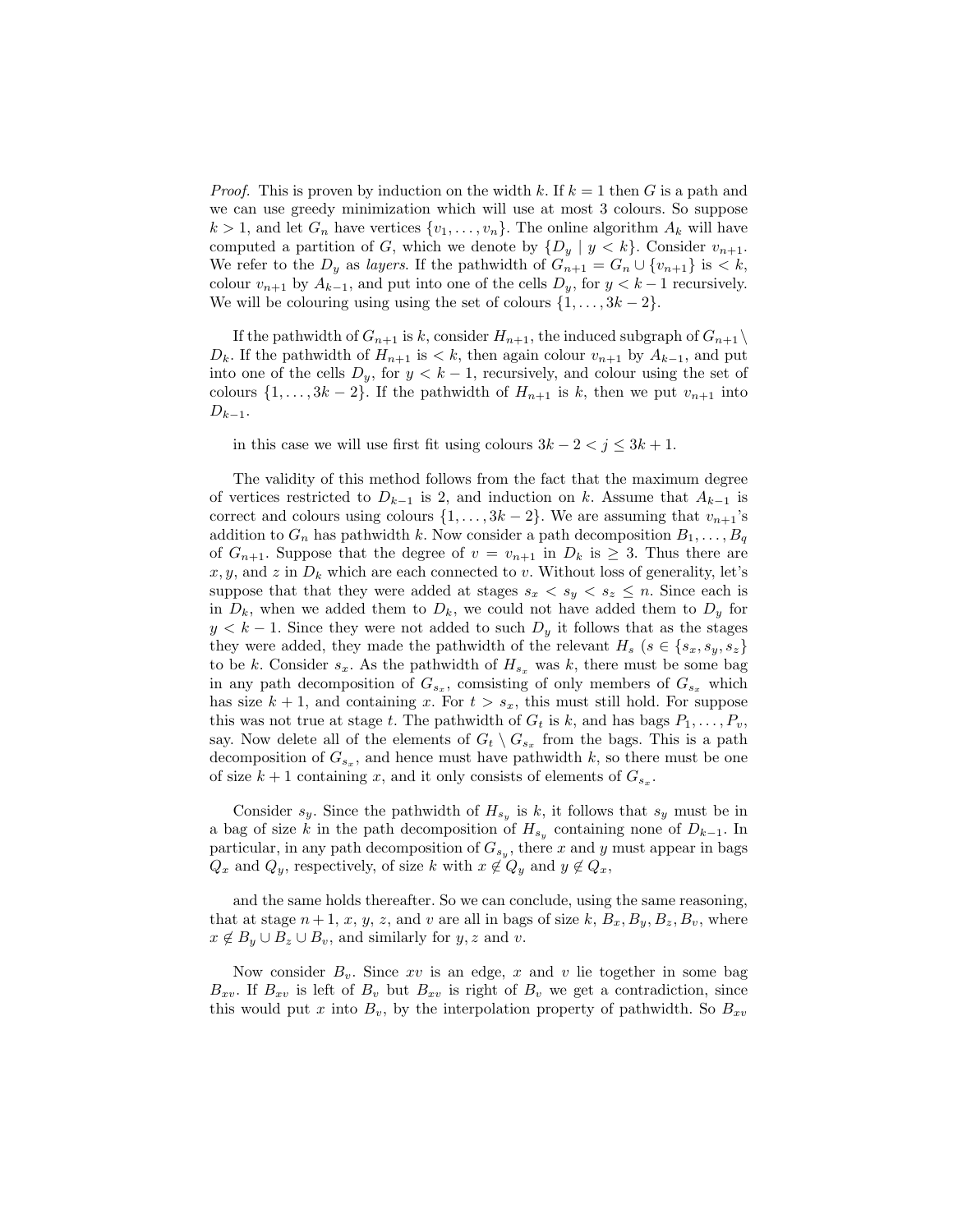*Proof.* This is proven by induction on the width $k$. If $k = 1$ then $G$ is a path and we can use greedy minimization which will use at most 3 colours. So suppose $k > 1$, and let $G_n$ have vertices $\{v_1, \ldots, v_n\}$. The online algorithm $A_k$ will have computed a partition of $G$, which we denote by $\{D_y \mid y < k\}$. Consider $v_{n+1}$. We refer to the $D_y$ as *layers*. If the pathwidth of $G_{n+1} = G_n \cup \{v_{n+1}\}$ is $< k$, colour $v_{n+1}$ by $A_{k-1}$, and put into one of the cells $D_y$, for $y < k-1$ recursively. We will be colouring using using the set of colours $\{1, \ldots, 3k-2\}$.

If the pathwidth of $G_{n+1}$ is $k$, consider $H_{n+1}$, the induced subgraph of $G_{n+1} \setminus D_k$. If the pathwidth of $H_{n+1}$ is $< k$, then again colour $v_{n+1}$ by $A_{k-1}$, and put into one of the cells $D_y$, for $y < k-1$, recursively, and colour using the set of colours $\{1, \ldots, 3k-2\}$. If the pathwidth of $H_{n+1}$ is $k$, then we put $v_{n+1}$ into $D_{k-1}$.

in this case we will use first fit using colours $3k - 2 < j \leq 3k + 1$.

The validity of this method follows from the fact that the maximum degree of vertices restricted to $D_{k-1}$ is 2, and induction on $k$. Assume that $A_{k-1}$ is correct and colours using colours $\{1, \ldots, 3k-2\}$. We are assuming that $v_{n+1}$'s addition to $G_n$ has pathwidth $k$. Now consider a path decomposition $B_1, \ldots, B_q$ of $G_{n+1}$. Suppose that the degree of $v = v_{n+1}$ in $D_k$ is $\geq 3$. Thus there are $x, y$, and $z$ in $D_k$ which are each connected to $v$. Without loss of generality, let's suppose that that they were added at stages $s_x < s_y < s_z \leq n$. Since each is in $D_k$, when we added them to $D_k$, we could not have added them to $D_y$ for $y < k-1$. Since they were not added to such $D_y$ it follows that as the stages they were added, they made the pathwidth of the relevant $H_s$ ($s \in \{s_x, s_y, s_z\}$ to be $k$. Consider $s_x$. As the pathwidth of $H_{s_x}$ was $k$, there must be some bag in any path decomposition of $G_{s_x}$, comsisting of only members of $G_{s_x}$ which has size $k+1$, and containing $x$. For $t > s_x$, this must still hold. For suppose this was not true at stage $t$. The pathwidth of $G_t$ is $k$, and has bags $P_1, \ldots, P_v$, say. Now delete all of the elements of $G_t \setminus G_{s_x}$ from the bags. This is a path decomposition of $G_{s_x}$, and hence must have pathwidth $k$, so there must be one of size $k+1$ containing $x$, and it only consists of elements of $G_{s_x}$.

Consider $s_y$. Since the pathwidth of $H_{s_y}$ is $k$, it follows that $s_y$ must be in a bag of size $k$ in the path decomposition of $H_{s_y}$ containing none of $D_{k-1}$. In particular, in any path decomposition of $G_{s_y}$, there $x$ and $y$ must appear in bags $Q_x$ and $Q_y$, respectively, of size $k$ with $x \notin Q_y$ and $y \notin Q_x$,

and the same holds thereafter. So we can conclude, using the same reasoning, that at stage $n+1$, $x$, $y$, $z$, and $v$ are all in bags of size $k$, $B_x, B_y, B_z, B_v$, where $x \notin B_y \cup B_z \cup B_v$, and similarly for $y, z$ and $v$.

Now consider $B_v$. Since $xv$ is an edge, $x$ and $v$ lie together in some bag $B_{xv}$. If $B_{xv}$ is left of $B_v$ but $B_{xv}$ is right of $B_v$ we get a contradiction, since this would put $x$ into $B_v$, by the interpolation property of pathwidth. So $B_{xv}$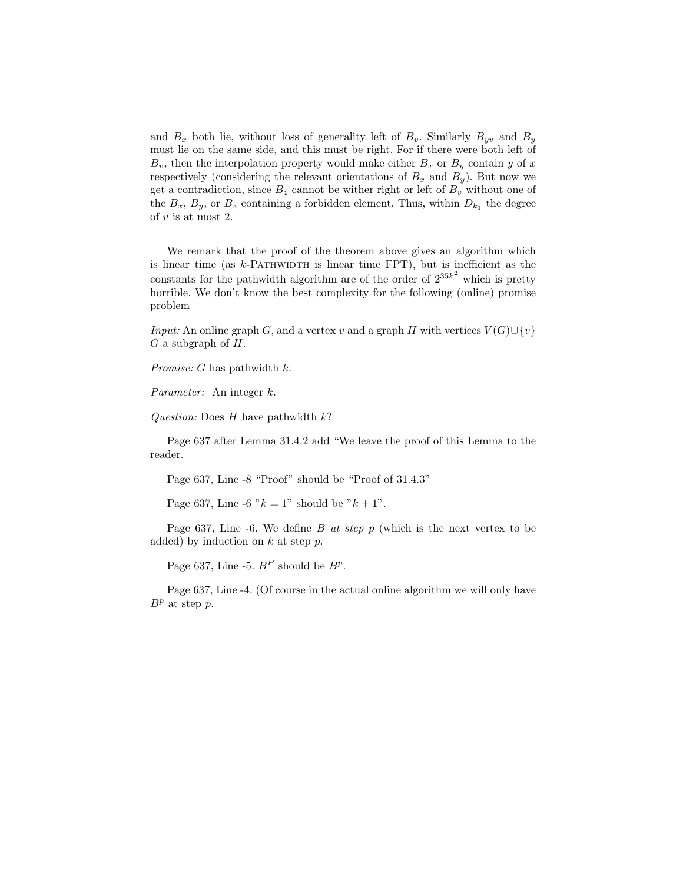and $B_x$ both lie, without loss of generality left of $B_v$. Similarly $B_{yv}$ and $B_y$ must lie on the same side, and this must be right. For if there were both left of $B_v$, then the interpolation property would make either $B_x$ or $B_y$ contain $y$ of $x$ respectively (considering the relevant orientations of $B_x$ and $B_y$). But now we get a contradiction, since $B_z$ cannot be wither right or left of $B_v$ without one of the $B_x$, $B_y$, or $B_z$ containing a forbidden element. Thus, within $D_{k_1}$ the degree of $v$ is at most 2.

We remark that the proof of the theorem above gives an algorithm which is linear time (as $k$-Pathwidth is linear time FPT), but is inefficient as the constants for the pathwidth algorithm are of the order of $2^{35k^2}$ which is pretty horrible. We don't know the best complexity for the following (online) promise problem

*Input:* An online graph $G$, and a vertex $v$ and a graph $H$ with vertices $V(G) \cup \{v\}$ $G$ a subgraph of $H$.

*Promise:* $G$ has pathwidth $k$.

*Parameter:* An integer $k$.

*Question:* Does $H$ have pathwidth $k$?

Page 637 after Lemma 31.4.2 add "We leave the proof of this Lemma to the reader.

Page 637, Line -8 "Proof" should be "Proof of 31.4.3"

Page 637, Line -6 "$k = 1$" should be "$k + 1$".

Page 637, Line -6. We define $B$ *at step* $p$ (which is the next vertex to be added) by induction on $k$ at step $p$.

Page 637, Line -5. $B^P$ should be $B^p$.

Page 637, Line -4. (Of course in the actual online algorithm we will only have $B^p$ at step $p$.